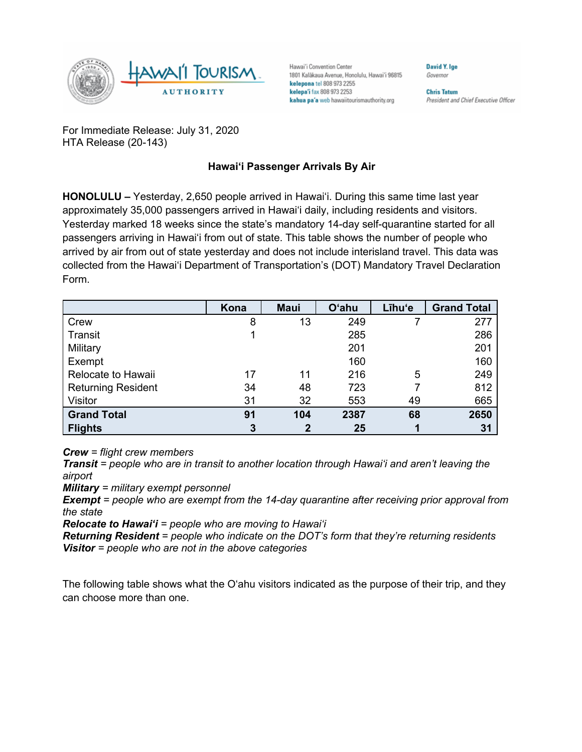Hawai'i Convention Center
1801 Kalākaua Avenue, Honolulu, Hawai'i 96815
**kelepona** tel 808 973 2255
**kelepa'i** fax 808 973 2253
**kahua pa'a** web hawaiitourismauthority.org

**David Y. Ige**
*Governor*

**Chris Tatum**
*President and Chief Executive Officer*

For Immediate Release: July 31, 2020
HTA Release (20-143)

### Hawai'i Passenger Arrivals By Air

**HONOLULU –** Yesterday, 2,650 people arrived in Hawai'i. During this same time last year approximately 35,000 passengers arrived in Hawai'i daily, including residents and visitors. Yesterday marked 18 weeks since the state's mandatory 14-day self-quarantine started for all passengers arriving in Hawai'i from out of state. This table shows the number of people who arrived by air from out of state yesterday and does not include interisland travel. This data was collected from the Hawai'i Department of Transportation's (DOT) Mandatory Travel Declaration Form.

| | Kona | Maui | O'ahu | Līhu'e | Grand Total |
|---|---|---|---|---|---|
| Crew | 8 | 13 | 249 | 7 | 277 |
| Transit | 1 | | 285 | | 286 |
| Military | | | 201 | | 201 |
| Exempt | | | 160 | | 160 |
| Relocate to Hawaii | 17 | 11 | 216 | 5 | 249 |
| Returning Resident | 34 | 48 | 723 | 7 | 812 |
| Visitor | 31 | 32 | 553 | 49 | 665 |
| **Grand Total** | **91** | **104** | **2387** | **68** | **2650** |
| **Flights** | **3** | **2** | **25** | **1** | **31** |

***Crew*** *= flight crew members*
***Transit*** *= people who are in transit to another location through Hawai'i and aren't leaving the airport*
***Military*** *= military exempt personnel*
***Exempt*** *= people who are exempt from the 14-day quarantine after receiving prior approval from the state*
***Relocate to Hawai'i*** *= people who are moving to Hawai'i*
***Returning Resident*** *= people who indicate on the DOT's form that they're returning residents*
***Visitor*** *= people who are not in the above categories*

The following table shows what the O'ahu visitors indicated as the purpose of their trip, and they can choose more than one.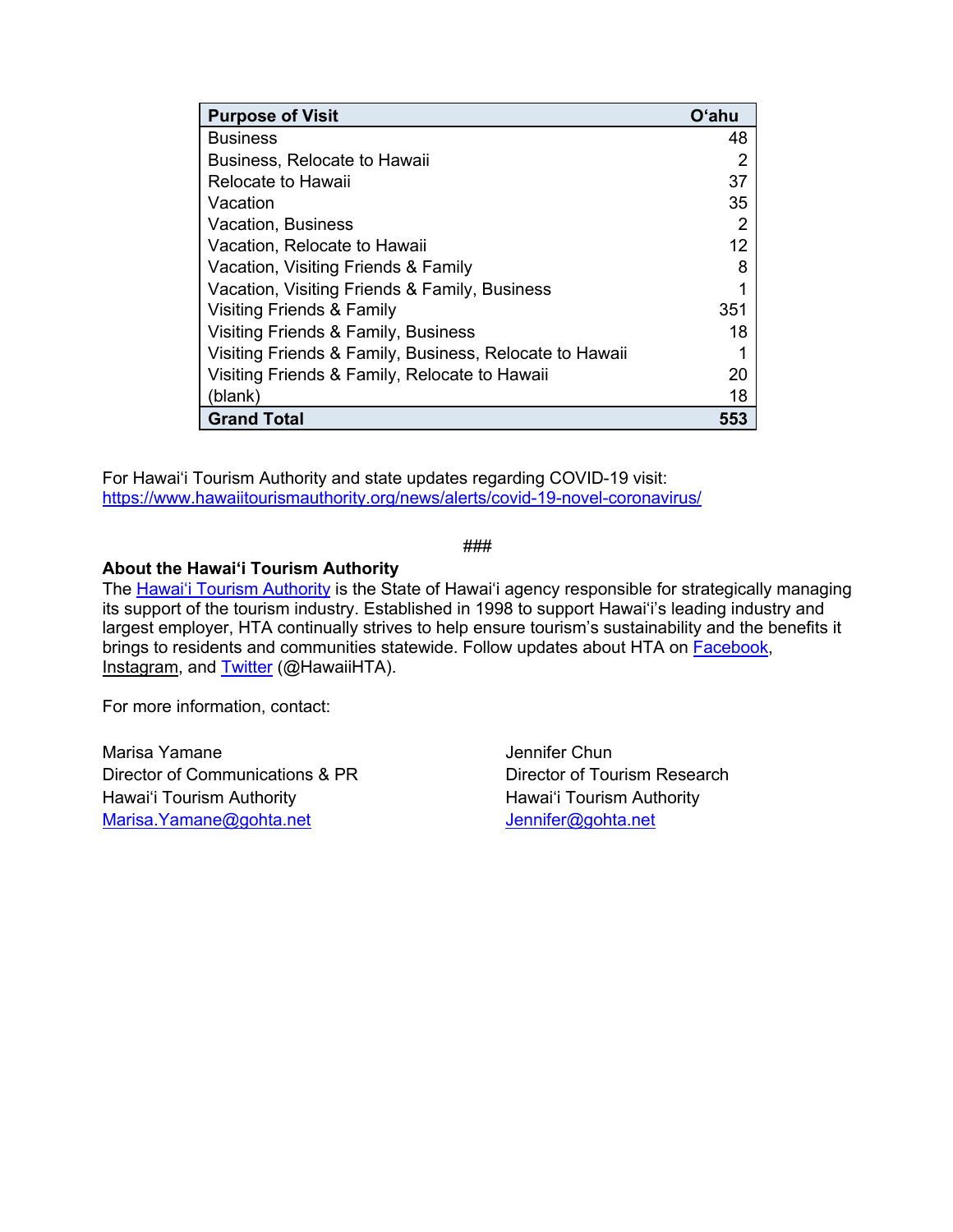| Purpose of Visit | O'ahu |
|---|---|
| Business | 48 |
| Business, Relocate to Hawaii | 2 |
| Relocate to Hawaii | 37 |
| Vacation | 35 |
| Vacation, Business | 2 |
| Vacation, Relocate to Hawaii | 12 |
| Vacation, Visiting Friends & Family | 8 |
| Vacation, Visiting Friends & Family, Business | 1 |
| Visiting Friends & Family | 351 |
| Visiting Friends & Family, Business | 18 |
| Visiting Friends & Family, Business, Relocate to Hawaii | 1 |
| Visiting Friends & Family, Relocate to Hawaii | 20 |
| (blank) | 18 |
| **Grand Total** | **553** |

For Hawai'i Tourism Authority and state updates regarding COVID-19 visit:
https://www.hawaiitourismauthority.org/news/alerts/covid-19-novel-coronavirus/

###

**About the Hawai'i Tourism Authority**

The Hawai'i Tourism Authority is the State of Hawai'i agency responsible for strategically managing its support of the tourism industry. Established in 1998 to support Hawai'i's leading industry and largest employer, HTA continually strives to help ensure tourism's sustainability and the benefits it brings to residents and communities statewide. Follow updates about HTA on Facebook, Instagram, and Twitter (@HawaiiHTA).

For more information, contact:

Marisa Yamane
Director of Communications & PR
Hawai'i Tourism Authority
Marisa.Yamane@gohta.net

Jennifer Chun
Director of Tourism Research
Hawai'i Tourism Authority
Jennifer@gohta.net